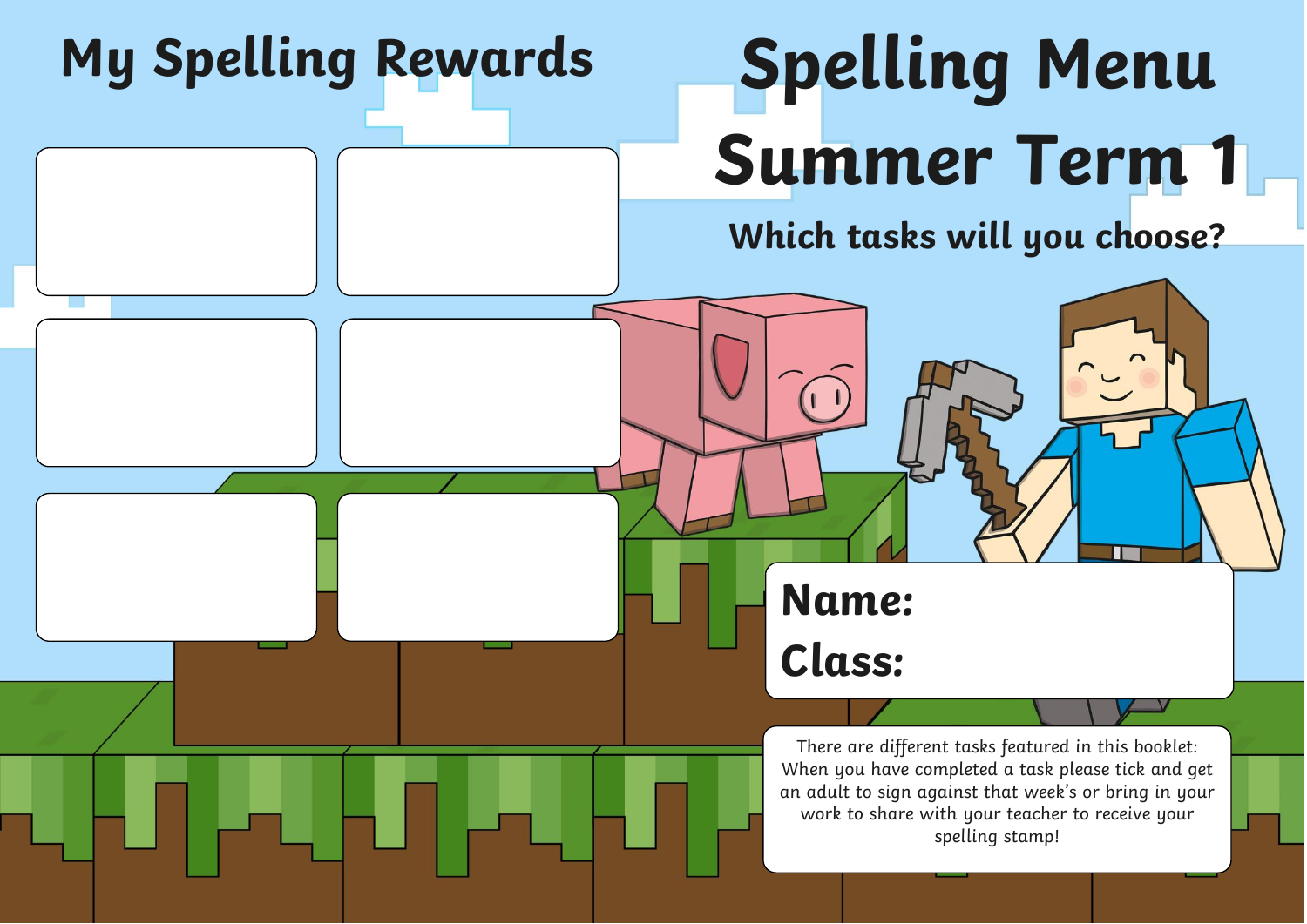# My Spelling Rewards

# Spelling Menu
# Summer Term 1

### Which tasks will you choose?

**Name:**

**Class:**

There are different tasks featured in this booklet: When you have completed a task please tick and get an adult to sign against that week's or bring in your work to share with your teacher to receive your spelling stamp!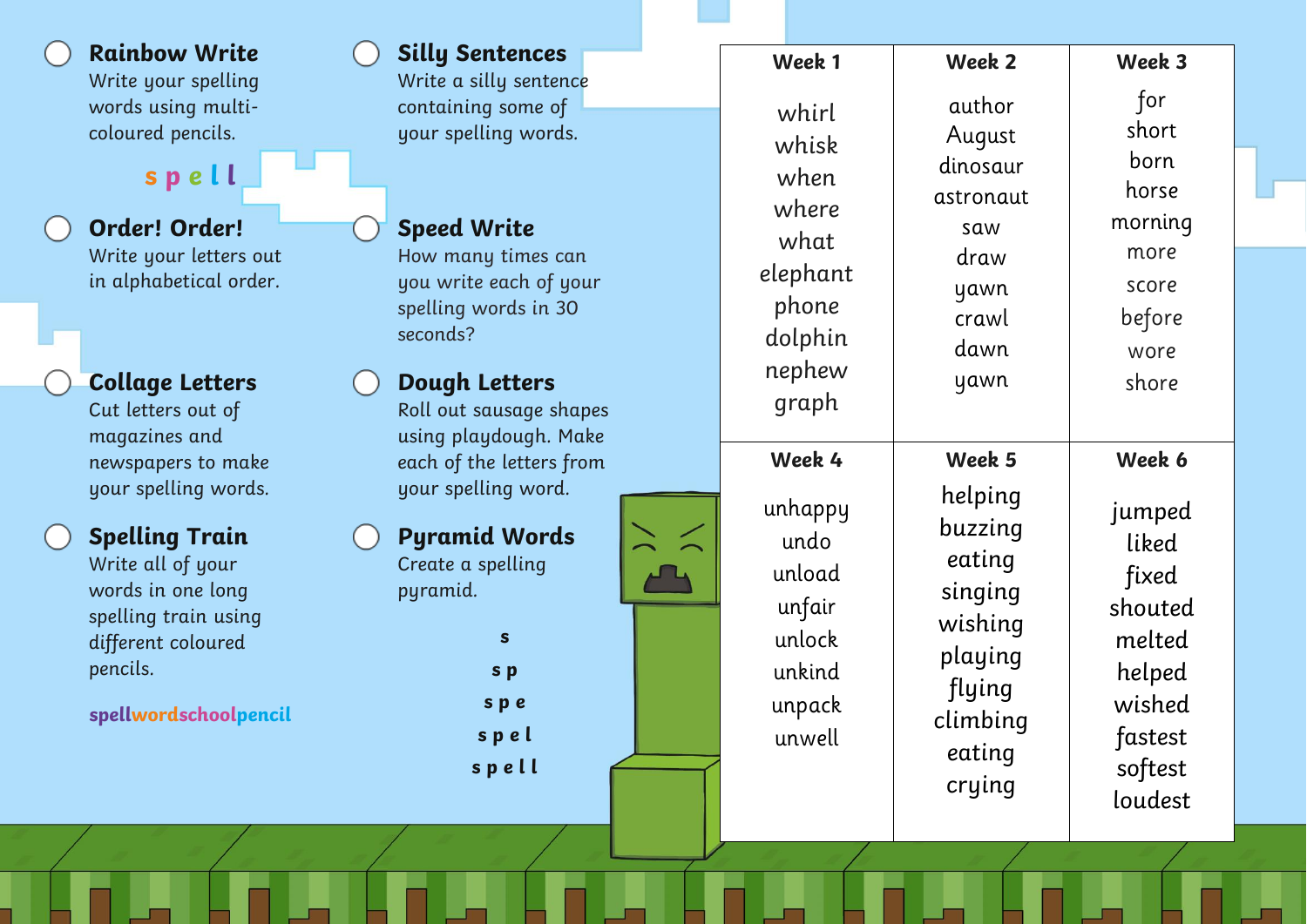## Rainbow Write

Write your spelling words using multi-coloured pencils.

s p e l l

## Order! Order!

Write your letters out in alphabetical order.

## Collage Letters

Cut letters out of magazines and newspapers to make your spelling words.

## Spelling Train

Write all of your words in one long spelling train using different coloured pencils.

spellwordschoolpencil

## Silly Sentences

Write a silly sentence containing some of your spelling words.

## Speed Write

How many times can you write each of your spelling words in 30 seconds?

## Dough Letters

Roll out sausage shapes using playdough. Make each of the letters from your spelling word.

## Pyramid Words

Create a spelling pyramid.

s
s p
s p e
s p e l
s p e l l

| Week 1 | Week 2 | Week 3 |
|---|---|---|
| whirl | author | for |
| whisk | August | short |
| when | dinosaur | born |
| where | astronaut | horse |
| what | saw | morning |
| elephant | draw | more |
| phone | yawn | score |
| dolphin | crawl | before |
| nephew | dawn | wore |
| graph | yawn | shore |

| Week 4 | Week 5 | Week 6 |
|---|---|---|
| unhappy | helping | jumped |
| undo | buzzing | liked |
| unload | eating | fixed |
| unfair | singing | shouted |
| unlock | wishing | melted |
| unkind | playing | helped |
| unpack | flying | wished |
| unwell | climbing | fastest |
| | eating | softest |
| | crying | loudest |